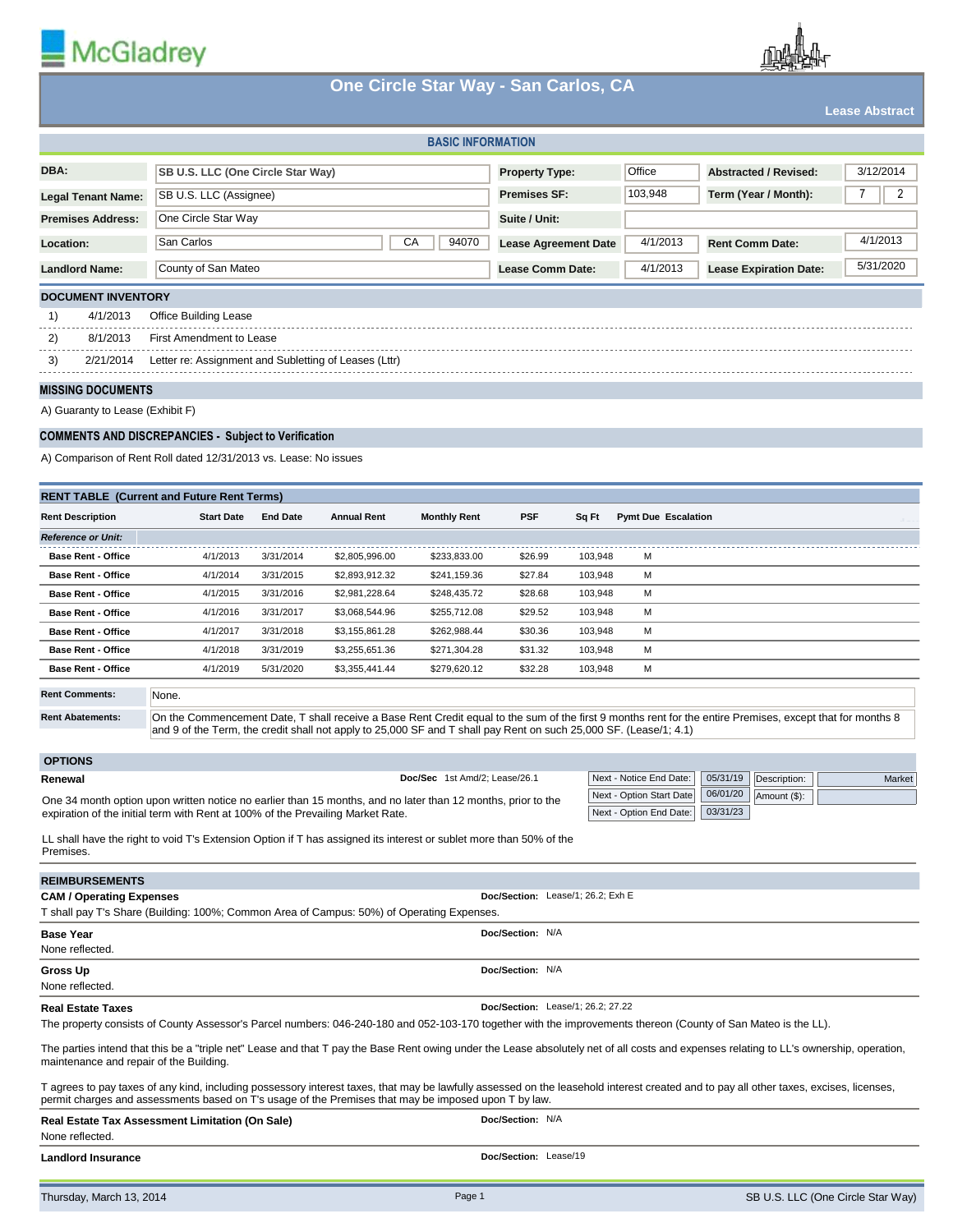# One Circle Star Way - San Carlos, CA

**Lease Abstract**

## BASIC INFORMATION

| | | | | | |
|---|---|---|---|---|---|
| **DBA:** | SB U.S. LLC (One Circle Star Way) | **Property Type:** | Office | **Abstracted / Revised:** | 3/12/2014 |
| **Legal Tenant Name:** | SB U.S. LLC (Assignee) | **Premises SF:** | 103,948 | **Term (Year / Month):** | 7 / 2 |
| **Premises Address:** | One Circle Star Way | **Suite / Unit:** | | | |
| **Location:** | San Carlos, CA 94070 | **Lease Agreement Date** | 4/1/2013 | **Rent Comm Date:** | 4/1/2013 |
| **Landlord Name:** | County of San Mateo | **Lease Comm Date:** | 4/1/2013 | **Lease Expiration Date:** | 5/31/2020 |

## DOCUMENT INVENTORY

1) 4/1/2013 Office Building Lease

2) 8/1/2013 First Amendment to Lease

3) 2/21/2014 Letter re: Assignment and Subletting of Leases (Lttr)

## MISSING DOCUMENTS

A) Guaranty to Lease (Exhibit F)

## COMMENTS AND DISCREPANCIES - Subject to Verification

A) Comparison of Rent Roll dated 12/31/2013 vs. Lease: No issues

## RENT TABLE (Current and Future Rent Terms)

| Rent Description | Start Date | End Date | Annual Rent | Monthly Rent | PSF | Sq Ft | Pymt Due | Escalation |
|---|---|---|---|---|---|---|---|---|
| ***Reference or Unit:*** | | | | | | | | |
| **Base Rent - Office** | 4/1/2013 | 3/31/2014 | $2,805,996.00 | $233,833.00 | $26.99 | 103,948 | M | |
| **Base Rent - Office** | 4/1/2014 | 3/31/2015 | $2,893,912.32 | $241,159.36 | $27.84 | 103,948 | M | |
| **Base Rent - Office** | 4/1/2015 | 3/31/2016 | $2,981,228.64 | $248,435.72 | $28.68 | 103,948 | M | |
| **Base Rent - Office** | 4/1/2016 | 3/31/2017 | $3,068,544.96 | $255,712.08 | $29.52 | 103,948 | M | |
| **Base Rent - Office** | 4/1/2017 | 3/31/2018 | $3,155,861.28 | $262,988.44 | $30.36 | 103,948 | M | |
| **Base Rent - Office** | 4/1/2018 | 3/31/2019 | $3,255,651.36 | $271,304.28 | $31.32 | 103,948 | M | |
| **Base Rent - Office** | 4/1/2019 | 5/31/2020 | $3,355,441.44 | $279,620.12 | $32.28 | 103,948 | M | |

**Rent Comments:** None.

**Rent Abatements:** On the Commencement Date, T shall receive a Base Rent Credit equal to the sum of the first 9 months rent for the entire Premises, except that for months 8 and 9 of the Term, the credit shall not apply to 25,000 SF and T shall pay Rent on such 25,000 SF. (Lease/1; 4.1)

## OPTIONS

**Renewal** — **Doc/Sec** 1st Amd/2; Lease/26.1

| | | | |
|---|---|---|---|
| Next - Notice End Date: | 05/31/19 | Description: | Market |
| Next - Option Start Date | 06/01/20 | Amount ($): | |
| Next - Option End Date: | 03/31/23 | | |

One 34 month option upon written notice no earlier than 15 months, and no later than 12 months, prior to the expiration of the initial term with Rent at 100% of the Prevailing Market Rate.

LL shall have the right to void T's Extension Option if T has assigned its interest or sublet more than 50% of the Premises.

## REIMBURSEMENTS

**CAM / Operating Expenses** — **Doc/Section:** Lease/1; 26.2; Exh E

T shall pay T's Share (Building: 100%; Common Area of Campus: 50%) of Operating Expenses.

**Base Year** — **Doc/Section:** N/A

None reflected.

**Gross Up** — **Doc/Section:** N/A

None reflected.

**Real Estate Taxes** — **Doc/Section:** Lease/1; 26.2; 27.22

The property consists of County Assessor's Parcel numbers: 046-240-180 and 052-103-170 together with the improvements thereon (County of San Mateo is the LL).

The parties intend that this be a "triple net" Lease and that T pay the Base Rent owing under the Lease absolutely net of all costs and expenses relating to LL's ownership, operation, maintenance and repair of the Building.

T agrees to pay taxes of any kind, including possessory interest taxes, that may be lawfully assessed on the leasehold interest created and to pay all other taxes, excises, licenses, permit charges and assessments based on T's usage of the Premises that may be imposed upon T by law.

**Real Estate Tax Assessment Limitation (On Sale)** — **Doc/Section:** N/A

None reflected.

**Landlord Insurance** — **Doc/Section:** Lease/19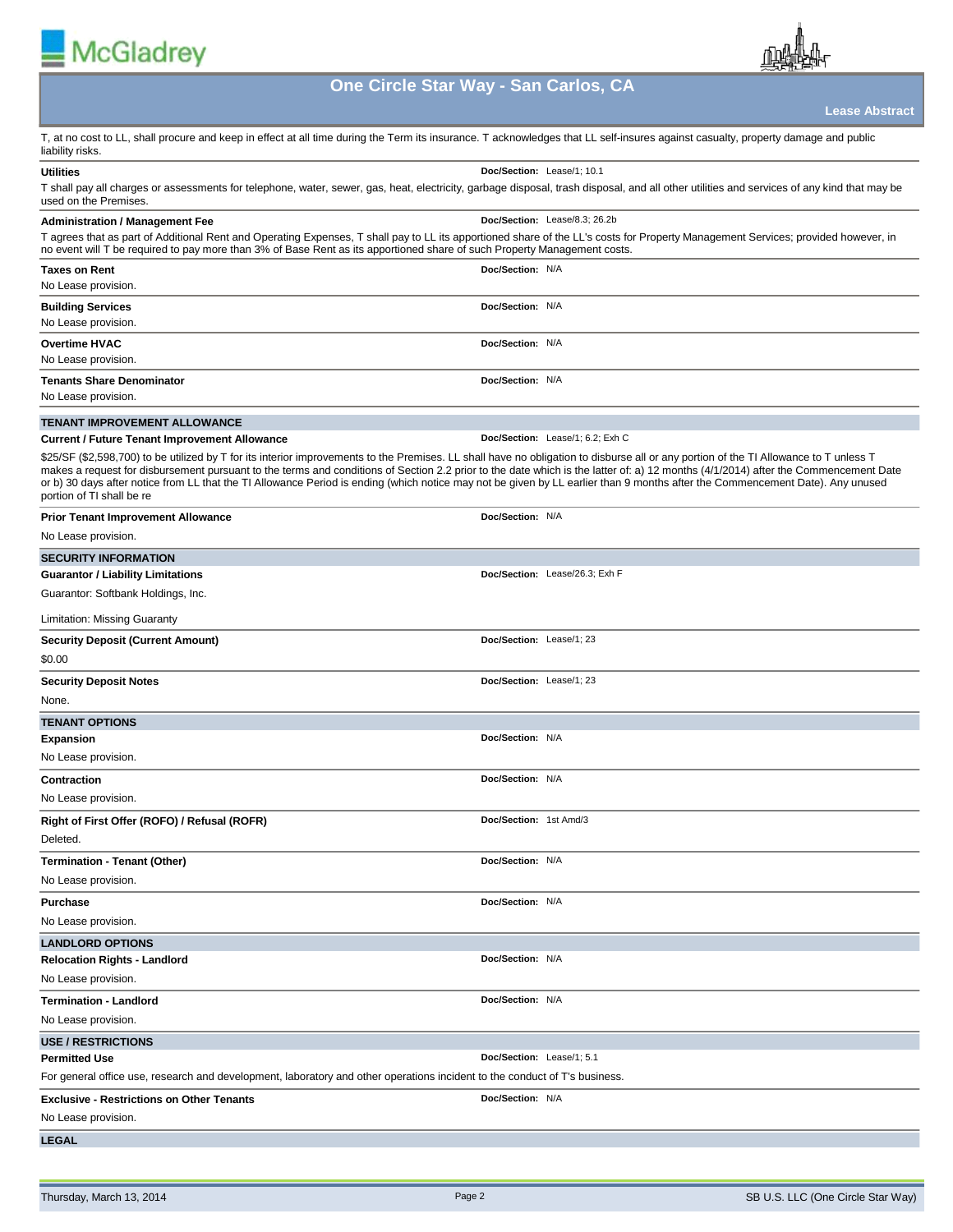T, at no cost to LL, shall procure and keep in effect at all time during the Term its insurance. T acknowledges that LL self-insures against casualty, property damage and public liability risks.

**Utilities** — **Doc/Section:** Lease/1; 10.1

T shall pay all charges or assessments for telephone, water, sewer, gas, heat, electricity, garbage disposal, trash disposal, and all other utilities and services of any kind that may be used on the Premises.

**Administration / Management Fee** — **Doc/Section:** Lease/8.3; 26.2b

T agrees that as part of Additional Rent and Operating Expenses, T shall pay to LL its apportioned share of the LL's costs for Property Management Services; provided however, in no event will T be required to pay more than 3% of Base Rent as its apportioned share of such Property Management costs.

**Taxes on Rent** — **Doc/Section:** N/A

No Lease provision.

**Building Services** — **Doc/Section:** N/A

No Lease provision.

**Overtime HVAC** — **Doc/Section:** N/A

No Lease provision.

**Tenants Share Denominator** — **Doc/Section:** N/A

No Lease provision.

## TENANT IMPROVEMENT ALLOWANCE

**Current / Future Tenant Improvement Allowance** — **Doc/Section:** Lease/1; 6.2; Exh C

$25/SF ($2,598,700) to be utilized by T for its interior improvements to the Premises. LL shall have no obligation to disburse all or any portion of the TI Allowance to T unless T makes a request for disbursement pursuant to the terms and conditions of Section 2.2 prior to the date which is the latter of: a) 12 months (4/1/2014) after the Commencement Date or b) 30 days after notice from LL that the TI Allowance Period is ending (which notice may not be given by LL earlier than 9 months after the Commencement Date). Any unused portion of TI shall be re

**Prior Tenant Improvement Allowance** — **Doc/Section:** N/A

No Lease provision.

## SECURITY INFORMATION

**Guarantor / Liability Limitations** — **Doc/Section:** Lease/26.3; Exh F

Guarantor: Softbank Holdings, Inc.

Limitation: Missing Guaranty

**Security Deposit (Current Amount)** — **Doc/Section:** Lease/1; 23

$0.00

**Security Deposit Notes** — **Doc/Section:** Lease/1; 23

None.

## TENANT OPTIONS

**Expansion** — **Doc/Section:** N/A

No Lease provision.

**Contraction** — **Doc/Section:** N/A

No Lease provision.

**Right of First Offer (ROFO) / Refusal (ROFR)** — **Doc/Section:** 1st Amd/3

Deleted.

**Termination - Tenant (Other)** — **Doc/Section:** N/A

No Lease provision.

**Purchase** — **Doc/Section:** N/A

No Lease provision.

## LANDLORD OPTIONS

**Relocation Rights - Landlord** — **Doc/Section:** N/A

No Lease provision.

**Termination - Landlord** — **Doc/Section:** N/A

No Lease provision.

## USE / RESTRICTIONS

**Permitted Use** — **Doc/Section:** Lease/1; 5.1

For general office use, research and development, laboratory and other operations incident to the conduct of T's business.

**Exclusive - Restrictions on Other Tenants** — **Doc/Section:** N/A

No Lease provision.

## LEGAL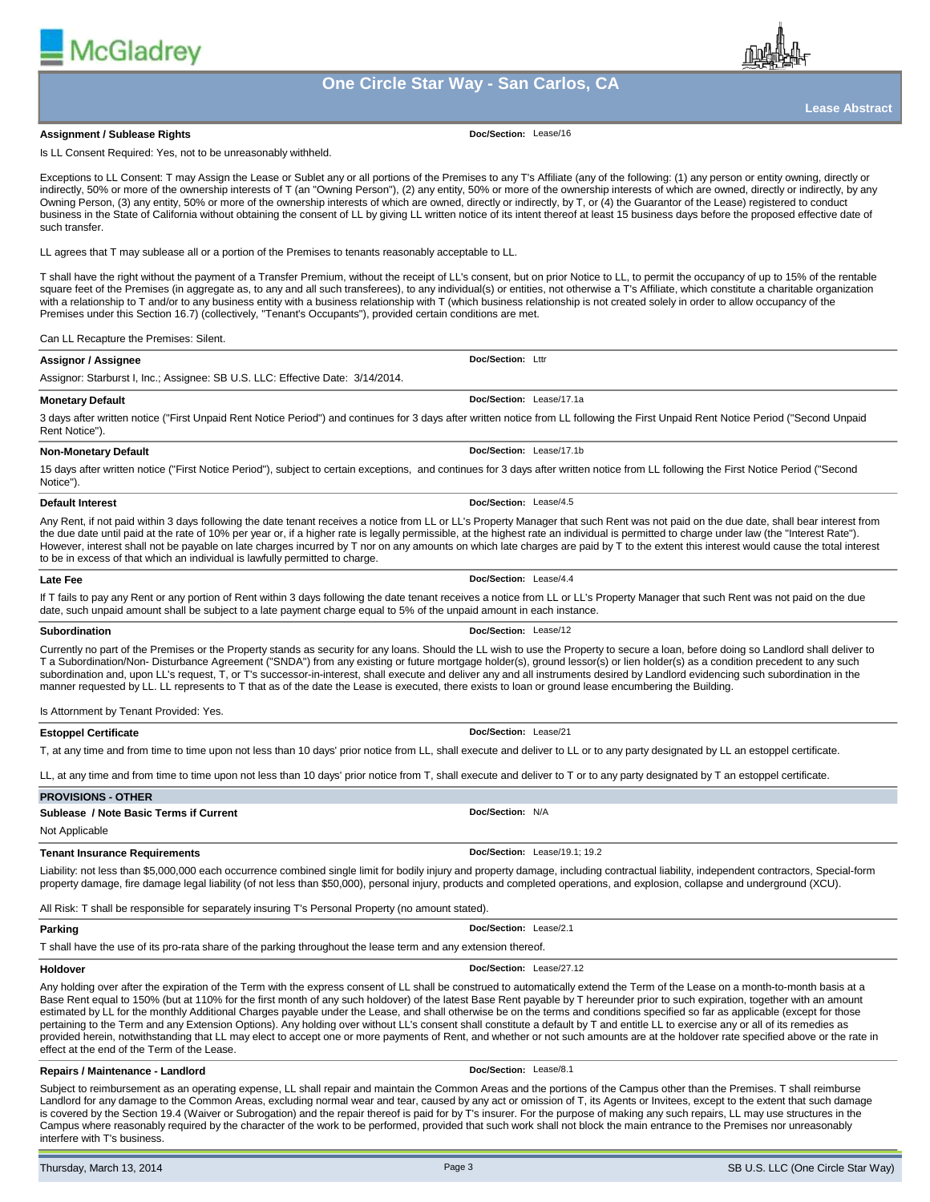### Assignment / Sublease Rights

**Doc/Section:** Lease/16

Is LL Consent Required: Yes, not to be unreasonably withheld.

Exceptions to LL Consent: T may Assign the Lease or Sublet any or all portions of the Premises to any T's Affiliate (any of the following: (1) any person or entity owning, directly or indirectly, 50% or more of the ownership interests of T (an "Owning Person"), (2) any entity, 50% or more of the ownership interests of which are owned, directly or indirectly, by any Owning Person, (3) any entity, 50% or more of the ownership interests of which are owned, directly or indirectly, by T, or (4) the Guarantor of the Lease) registered to conduct business in the State of California without obtaining the consent of LL by giving LL written notice of its intent thereof at least 15 business days before the proposed effective date of such transfer.

LL agrees that T may sublease all or a portion of the Premises to tenants reasonably acceptable to LL.

T shall have the right without the payment of a Transfer Premium, without the receipt of LL's consent, but on prior Notice to LL, to permit the occupancy of up to 15% of the rentable square feet of the Premises (in aggregate as, to any and all such transferees), to any individual(s) or entities, not otherwise a T's Affiliate, which constitute a charitable organization with a relationship to T and/or to any business entity with a business relationship with T (which business relationship is not created solely in order to allow occupancy of the Premises under this Section 16.7) (collectively, "Tenant's Occupants"), provided certain conditions are met.

Can LL Recapture the Premises: Silent.

### Assignor / Assignee

**Doc/Section:** Lttr

Assignor: Starburst I, Inc.; Assignee: SB U.S. LLC: Effective Date: 3/14/2014.

### Monetary Default

**Doc/Section:** Lease/17.1a

3 days after written notice ("First Unpaid Rent Notice Period") and continues for 3 days after written notice from LL following the First Unpaid Rent Notice Period ("Second Unpaid Rent Notice").

### Non-Monetary Default

**Doc/Section:** Lease/17.1b

15 days after written notice ("First Notice Period"), subject to certain exceptions, and continues for 3 days after written notice from LL following the First Notice Period ("Second Notice").

### Default Interest

**Doc/Section:** Lease/4.5

Any Rent, if not paid within 3 days following the date tenant receives a notice from LL or LL's Property Manager that such Rent was not paid on the due date, shall bear interest from the due date until paid at the rate of 10% per year or, if a higher rate is legally permissible, at the highest rate an individual is permitted to charge under law (the "Interest Rate"). However, interest shall not be payable on late charges incurred by T nor on any amounts on which late charges are paid by T to the extent this interest would cause the total interest to be in excess of that which an individual is lawfully permitted to charge.

### Late Fee

**Doc/Section:** Lease/4.4

If T fails to pay any Rent or any portion of Rent within 3 days following the date tenant receives a notice from LL or LL's Property Manager that such Rent was not paid on the due date, such unpaid amount shall be subject to a late payment charge equal to 5% of the unpaid amount in each instance.

### Subordination

**Doc/Section:** Lease/12

Currently no part of the Premises or the Property stands as security for any loans. Should the LL wish to use the Property to secure a loan, before doing so Landlord shall deliver to T a Subordination/Non- Disturbance Agreement ("SNDA") from any existing or future mortgage holder(s), ground lessor(s) or lien holder(s) as a condition precedent to any such subordination and, upon LL's request, T, or T's successor-in-interest, shall execute and deliver any and all instruments desired by Landlord evidencing such subordination in the manner requested by LL. LL represents to T that as of the date the Lease is executed, there exists to loan or ground lease encumbering the Building.

Is Attornment by Tenant Provided: Yes.

### Estoppel Certificate

**Doc/Section:** Lease/21

T, at any time and from time to time upon not less than 10 days' prior notice from LL, shall execute and deliver to LL or to any party designated by LL an estoppel certificate.

LL, at any time and from time to time upon not less than 10 days' prior notice from T, shall execute and deliver to T or to any party designated by T an estoppel certificate.

## PROVISIONS - OTHER

### Sublease / Note Basic Terms if Current

**Doc/Section:** N/A

Not Applicable

### Tenant Insurance Requirements

**Doc/Section:** Lease/19.1; 19.2

Liability: not less than $5,000,000 each occurrence combined single limit for bodily injury and property damage, including contractual liability, independent contractors, Special-form property damage, fire damage legal liability (of not less than $50,000), personal injury, products and completed operations, and explosion, collapse and underground (XCU).

All Risk: T shall be responsible for separately insuring T's Personal Property (no amount stated).

### Parking

**Doc/Section:** Lease/2.1

T shall have the use of its pro-rata share of the parking throughout the lease term and any extension thereof.

### Holdover

**Doc/Section:** Lease/27.12

Any holding over after the expiration of the Term with the express consent of LL shall be construed to automatically extend the Term of the Lease on a month-to-month basis at a Base Rent equal to 150% (but at 110% for the first month of any such holdover) of the latest Base Rent payable by T hereunder prior to such expiration, together with an amount estimated by LL for the monthly Additional Charges payable under the Lease, and shall otherwise be on the terms and conditions specified so far as applicable (except for those pertaining to the Term and any Extension Options). Any holding over without LL's consent shall constitute a default by T and entitle LL to exercise any or all of its remedies as provided herein, notwithstanding that LL may elect to accept one or more payments of Rent, and whether or not such amounts are at the holdover rate specified above or the rate in effect at the end of the Term of the Lease.

### Repairs / Maintenance - Landlord

**Doc/Section:** Lease/8.1

Subject to reimbursement as an operating expense, LL shall repair and maintain the Common Areas and the portions of the Campus other than the Premises. T shall reimburse Landlord for any damage to the Common Areas, excluding normal wear and tear, caused by any act or omission of T, its Agents or Invitees, except to the extent that such damage is covered by the Section 19.4 (Waiver or Subrogation) and the repair thereof is paid for by T's insurer. For the purpose of making any such repairs, LL may use structures in the Campus where reasonably required by the character of the work to be performed, provided that such work shall not block the main entrance to the Premises nor unreasonably interfere with T's business.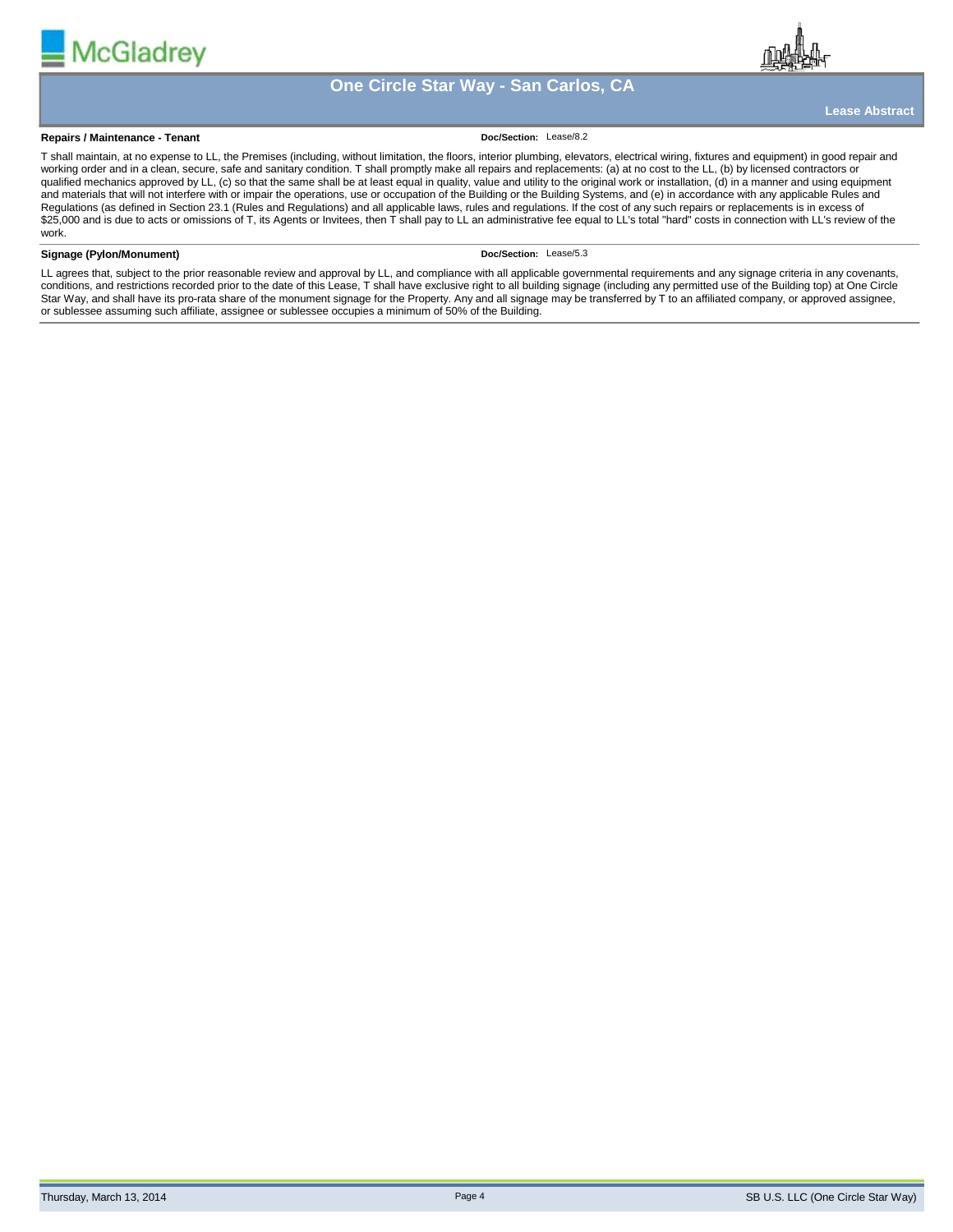**Repairs / Maintenance - Tenant** — **Doc/Section:** Lease/8.2

T shall maintain, at no expense to LL, the Premises (including, without limitation, the floors, interior plumbing, elevators, electrical wiring, fixtures and equipment) in good repair and working order and in a clean, secure, safe and sanitary condition. T shall promptly make all repairs and replacements: (a) at no cost to the LL, (b) by licensed contractors or qualified mechanics approved by LL, (c) so that the same shall be at least equal in quality, value and utility to the original work or installation, (d) in a manner and using equipment and materials that will not interfere with or impair the operations, use or occupation of the Building or the Building Systems, and (e) in accordance with any applicable Rules and Regulations (as defined in Section 23.1 (Rules and Regulations) and all applicable laws, rules and regulations. If the cost of any such repairs or replacements is in excess of $25,000 and is due to acts or omissions of T, its Agents or Invitees, then T shall pay to LL an administrative fee equal to LL's total "hard" costs in connection with LL's review of the work.

**Signage (Pylon/Monument)** — **Doc/Section:** Lease/5.3

LL agrees that, subject to the prior reasonable review and approval by LL, and compliance with all applicable governmental requirements and any signage criteria in any covenants, conditions, and restrictions recorded prior to the date of this Lease, T shall have exclusive right to all building signage (including any permitted use of the Building top) at One Circle Star Way, and shall have its pro-rata share of the monument signage for the Property. Any and all signage may be transferred by T to an affiliated company, or approved assignee, or sublessee assuming such affiliate, assignee or sublessee occupies a minimum of 50% of the Building.